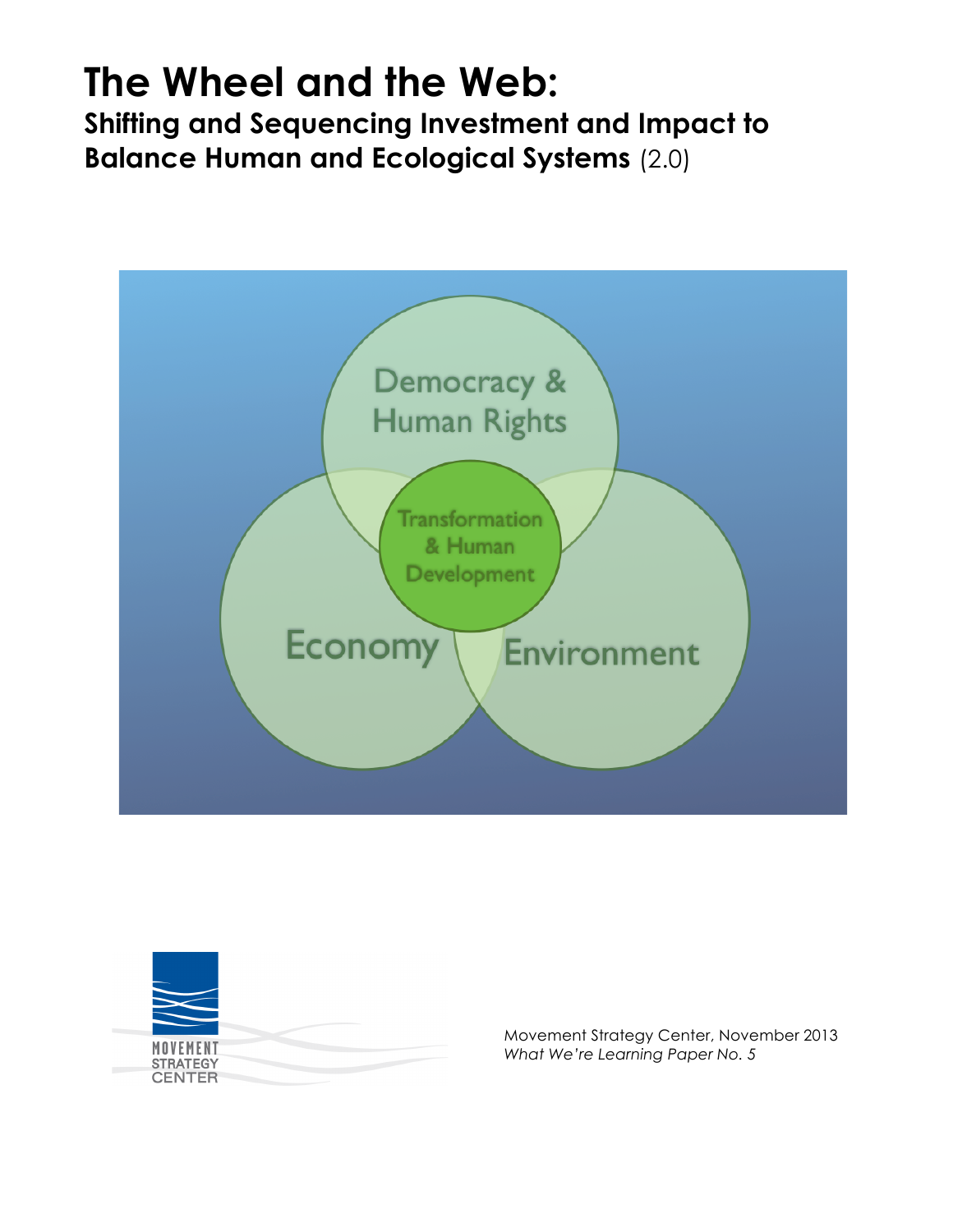# The Wheel and the Web:

## Shifting and Sequencing Investment and Impact to Balance Human and Ecological Systems (2.0)

Democracy & Human Rights

Transformation & Human Development

Economy

Environment

MOVEMENT STRATEGY CENTER

Movement Strategy Center, November 2013
*What We're Learning Paper No. 5*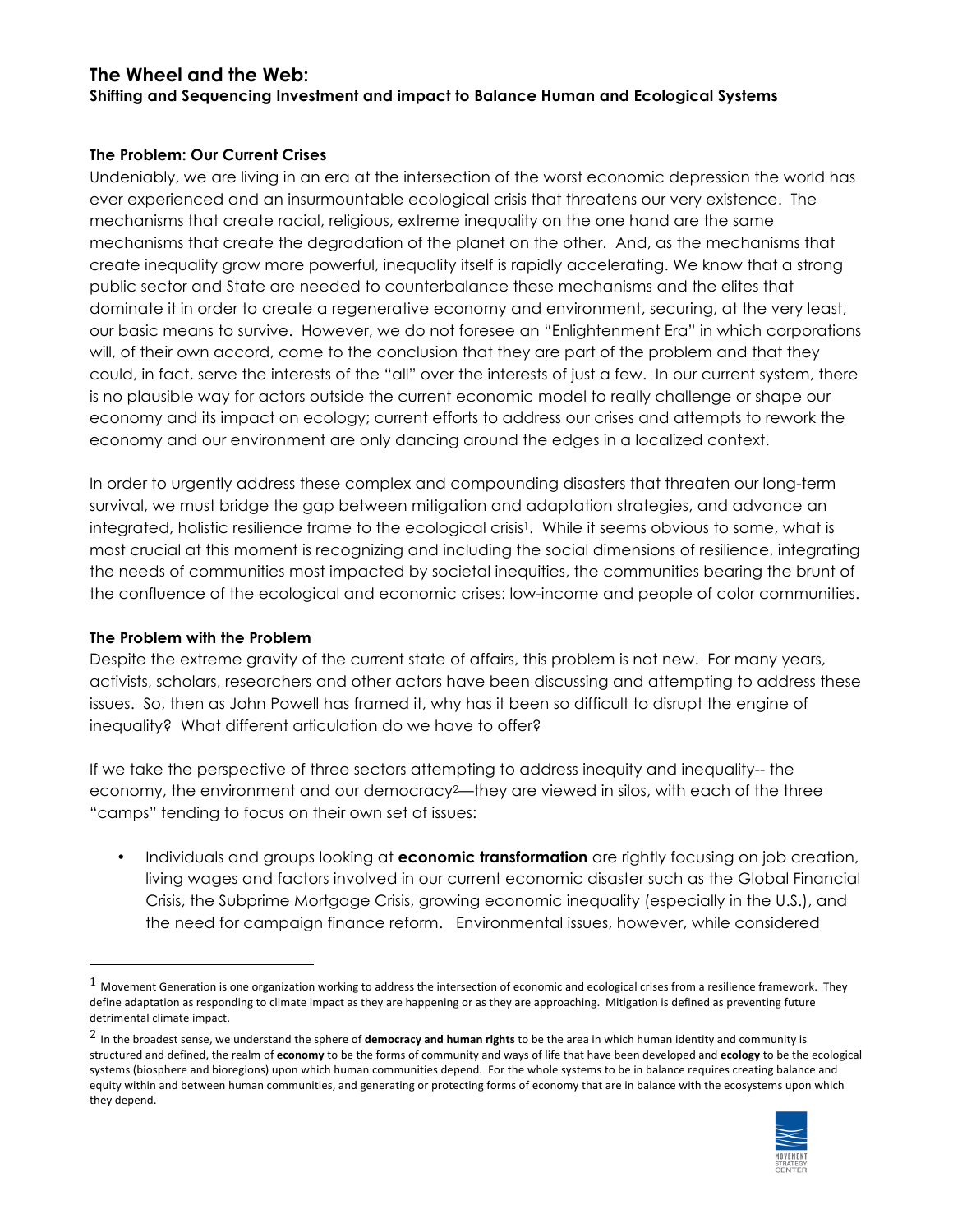# The Wheel and the Web:

**Shifting and Sequencing Investment and impact to Balance Human and Ecological Systems**

### The Problem: Our Current Crises

Undeniably, we are living in an era at the intersection of the worst economic depression the world has ever experienced and an insurmountable ecological crisis that threatens our very existence. The mechanisms that create racial, religious, extreme inequality on the one hand are the same mechanisms that create the degradation of the planet on the other. And, as the mechanisms that create inequality grow more powerful, inequality itself is rapidly accelerating. We know that a strong public sector and State are needed to counterbalance these mechanisms and the elites that dominate it in order to create a regenerative economy and environment, securing, at the very least, our basic means to survive. However, we do not foresee an "Enlightenment Era" in which corporations will, of their own accord, come to the conclusion that they are part of the problem and that they could, in fact, serve the interests of the "all" over the interests of just a few. In our current system, there is no plausible way for actors outside the current economic model to really challenge or shape our economy and its impact on ecology; current efforts to address our crises and attempts to rework the economy and our environment are only dancing around the edges in a localized context.

In order to urgently address these complex and compounding disasters that threaten our long-term survival, we must bridge the gap between mitigation and adaptation strategies, and advance an integrated, holistic resilience frame to the ecological crisis[1]. While it seems obvious to some, what is most crucial at this moment is recognizing and including the social dimensions of resilience, integrating the needs of communities most impacted by societal inequities, the communities bearing the brunt of the confluence of the ecological and economic crises: low-income and people of color communities.

### The Problem with the Problem

Despite the extreme gravity of the current state of affairs, this problem is not new. For many years, activists, scholars, researchers and other actors have been discussing and attempting to address these issues. So, then as John Powell has framed it, why has it been so difficult to disrupt the engine of inequality? What different articulation do we have to offer?

If we take the perspective of three sectors attempting to address inequity and inequality-- the economy, the environment and our democracy[2]—they are viewed in silos, with each of the three "camps" tending to focus on their own set of issues:

- Individuals and groups looking at **economic transformation** are rightly focusing on job creation, living wages and factors involved in our current economic disaster such as the Global Financial Crisis, the Subprime Mortgage Crisis, growing economic inequality (especially in the U.S.), and the need for campaign finance reform. Environmental issues, however, while considered

---

[1] Movement Generation is one organization working to address the intersection of economic and ecological crises from a resilience framework. They define adaptation as responding to climate impact as they are happening or as they are approaching. Mitigation is defined as preventing future detrimental climate impact.

[2] In the broadest sense, we understand the sphere of **democracy and human rights** to be the area in which human identity and community is structured and defined, the realm of **economy** to be the forms of community and ways of life that have been developed and **ecology** to be the ecological systems (biosphere and bioregions) upon which human communities depend. For the whole systems to be in balance requires creating balance and equity within and between human communities, and generating or protecting forms of economy that are in balance with the ecosystems upon which they depend.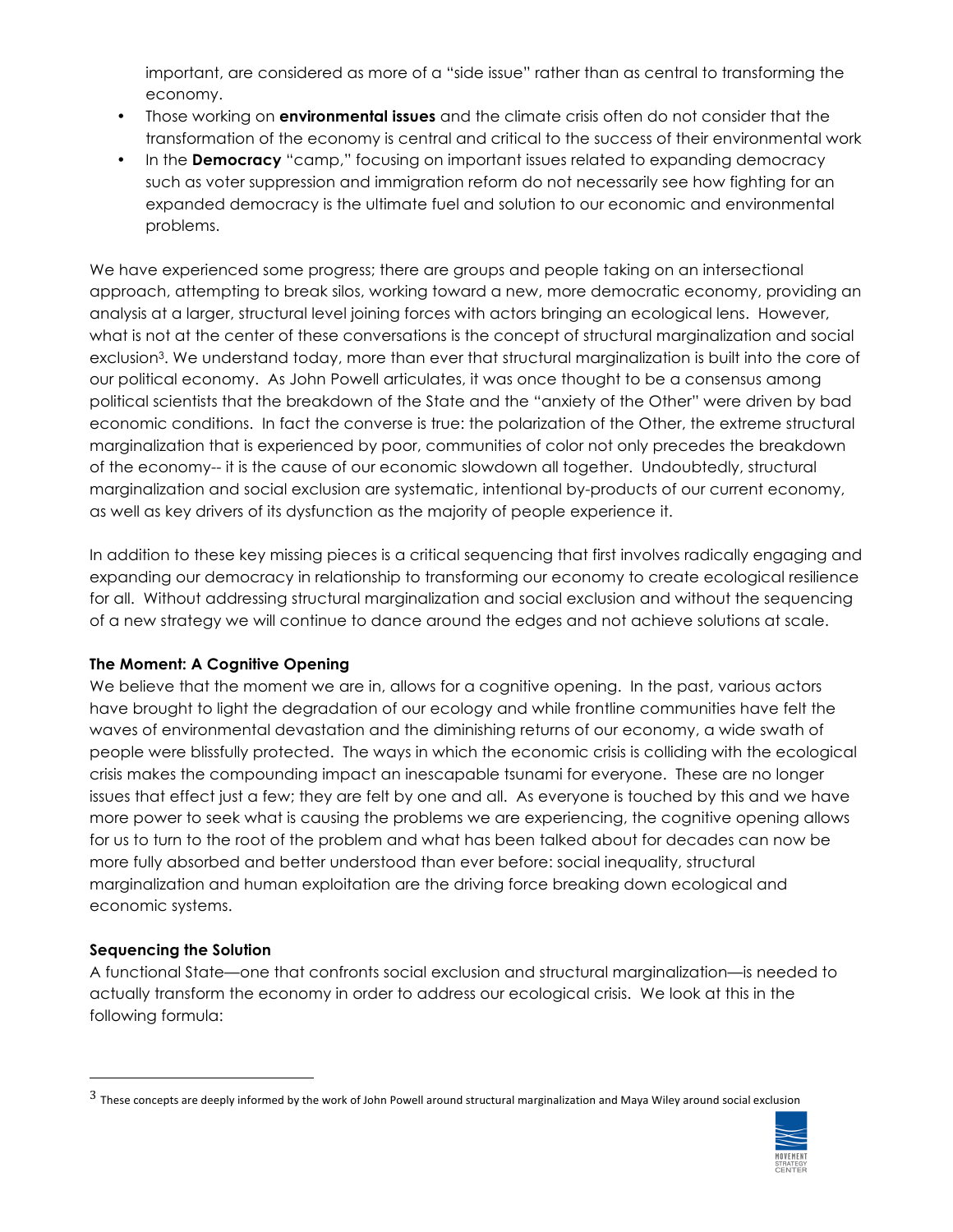important, are considered as more of a "side issue" rather than as central to transforming the economy.

- Those working on **environmental issues** and the climate crisis often do not consider that the transformation of the economy is central and critical to the success of their environmental work
- In the **Democracy** "camp," focusing on important issues related to expanding democracy such as voter suppression and immigration reform do not necessarily see how fighting for an expanded democracy is the ultimate fuel and solution to our economic and environmental problems.

We have experienced some progress; there are groups and people taking on an intersectional approach, attempting to break silos, working toward a new, more democratic economy, providing an analysis at a larger, structural level joining forces with actors bringing an ecological lens. However, what is not at the center of these conversations is the concept of structural marginalization and social exclusion[3]. We understand today, more than ever that structural marginalization is built into the core of our political economy. As John Powell articulates, it was once thought to be a consensus among political scientists that the breakdown of the State and the "anxiety of the Other" were driven by bad economic conditions. In fact the converse is true: the polarization of the Other, the extreme structural marginalization that is experienced by poor, communities of color not only precedes the breakdown of the economy-- it is the cause of our economic slowdown all together. Undoubtedly, structural marginalization and social exclusion are systematic, intentional by-products of our current economy, as well as key drivers of its dysfunction as the majority of people experience it.

In addition to these key missing pieces is a critical sequencing that first involves radically engaging and expanding our democracy in relationship to transforming our economy to create ecological resilience for all. Without addressing structural marginalization and social exclusion and without the sequencing of a new strategy we will continue to dance around the edges and not achieve solutions at scale.

**The Moment: A Cognitive Opening**

We believe that the moment we are in, allows for a cognitive opening. In the past, various actors have brought to light the degradation of our ecology and while frontline communities have felt the waves of environmental devastation and the diminishing returns of our economy, a wide swath of people were blissfully protected. The ways in which the economic crisis is colliding with the ecological crisis makes the compounding impact an inescapable tsunami for everyone. These are no longer issues that effect just a few; they are felt by one and all. As everyone is touched by this and we have more power to seek what is causing the problems we are experiencing, the cognitive opening allows for us to turn to the root of the problem and what has been talked about for decades can now be more fully absorbed and better understood than ever before: social inequality, structural marginalization and human exploitation are the driving force breaking down ecological and economic systems.

**Sequencing the Solution**

A functional State—one that confronts social exclusion and structural marginalization—is needed to actually transform the economy in order to address our ecological crisis. We look at this in the following formula:

[3] These concepts are deeply informed by the work of John Powell around structural marginalization and Maya Wiley around social exclusion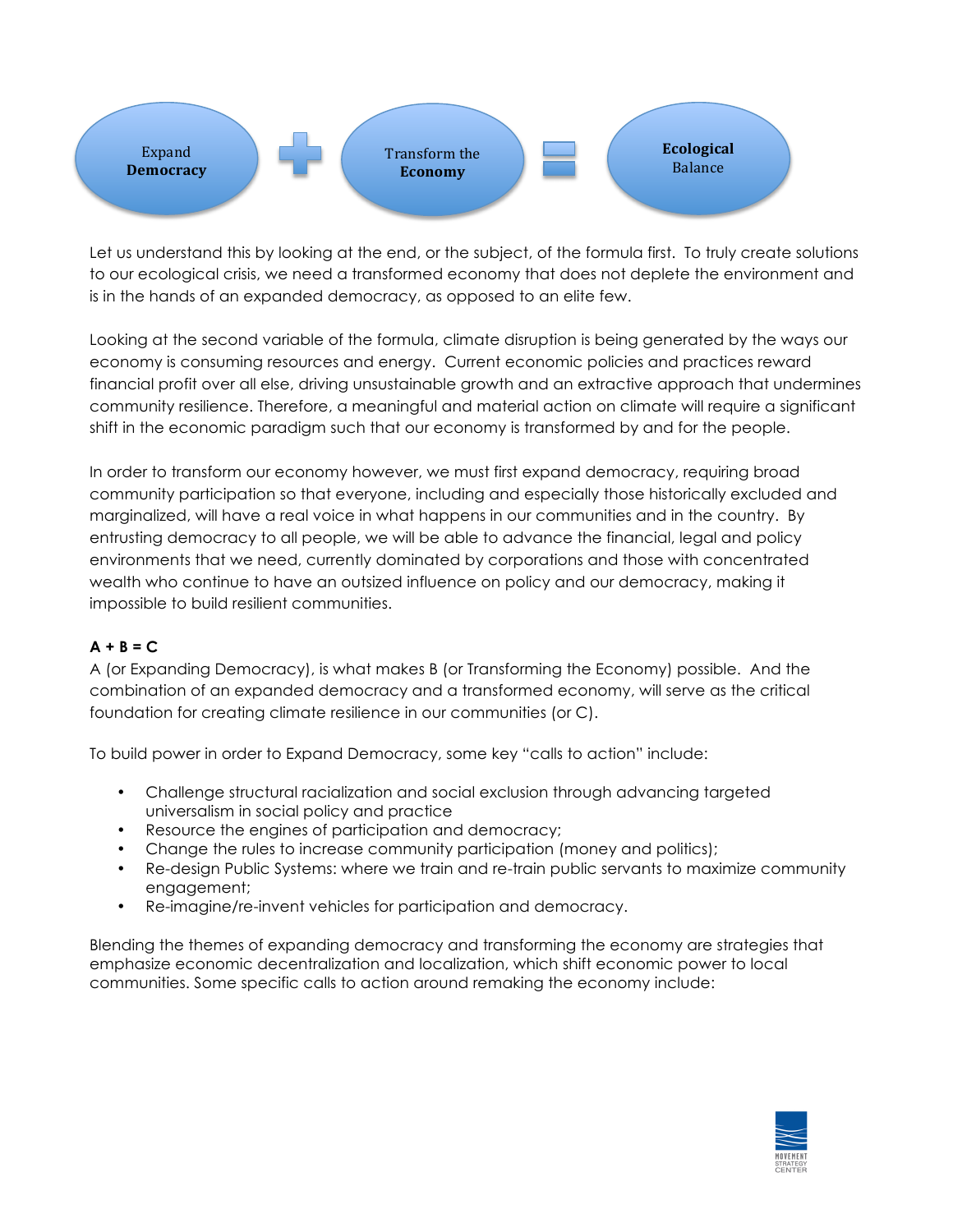Expand **Democracy** + Transform the **Economy** = **Ecological** Balance

Let us understand this by looking at the end, or the subject, of the formula first. To truly create solutions to our ecological crisis, we need a transformed economy that does not deplete the environment and is in the hands of an expanded democracy, as opposed to an elite few.

Looking at the second variable of the formula, climate disruption is being generated by the ways our economy is consuming resources and energy. Current economic policies and practices reward financial profit over all else, driving unsustainable growth and an extractive approach that undermines community resilience. Therefore, a meaningful and material action on climate will require a significant shift in the economic paradigm such that our economy is transformed by and for the people.

In order to transform our economy however, we must first expand democracy, requiring broad community participation so that everyone, including and especially those historically excluded and marginalized, will have a real voice in what happens in our communities and in the country. By entrusting democracy to all people, we will be able to advance the financial, legal and policy environments that we need, currently dominated by corporations and those with concentrated wealth who continue to have an outsized influence on policy and our democracy, making it impossible to build resilient communities.

**A + B = C**

A (or Expanding Democracy), is what makes B (or Transforming the Economy) possible. And the combination of an expanded democracy and a transformed economy, will serve as the critical foundation for creating climate resilience in our communities (or C).

To build power in order to Expand Democracy, some key "calls to action" include:

- Challenge structural racialization and social exclusion through advancing targeted universalism in social policy and practice
- Resource the engines of participation and democracy;
- Change the rules to increase community participation (money and politics);
- Re-design Public Systems: where we train and re-train public servants to maximize community engagement;
- Re-imagine/re-invent vehicles for participation and democracy.

Blending the themes of expanding democracy and transforming the economy are strategies that emphasize economic decentralization and localization, which shift economic power to local communities. Some specific calls to action around remaking the economy include: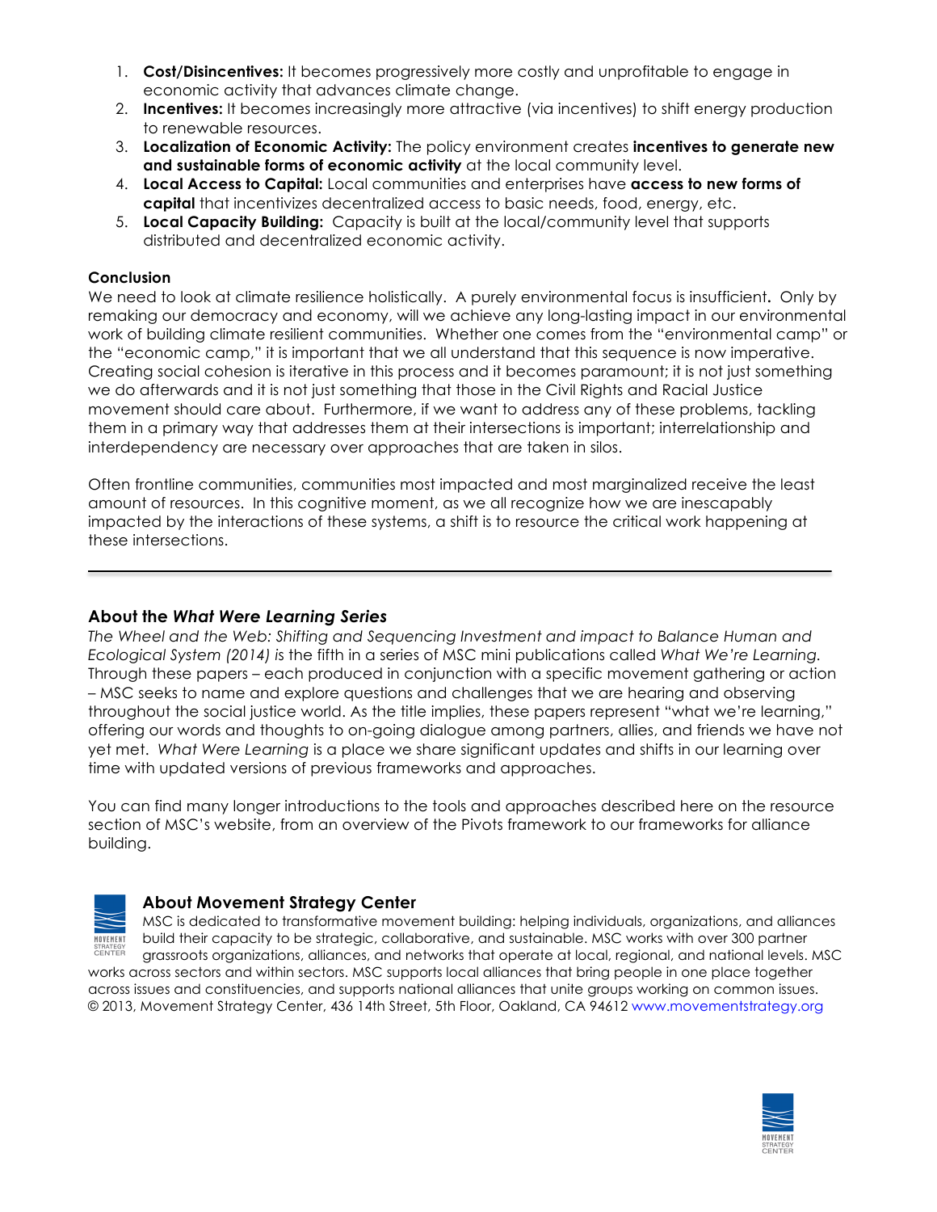1. **Cost/Disincentives:** It becomes progressively more costly and unprofitable to engage in economic activity that advances climate change.
2. **Incentives:** It becomes increasingly more attractive (via incentives) to shift energy production to renewable resources.
3. **Localization of Economic Activity:** The policy environment creates **incentives to generate new and sustainable forms of economic activity** at the local community level.
4. **Local Access to Capital:** Local communities and enterprises have **access to new forms of capital** that incentivizes decentralized access to basic needs, food, energy, etc.
5. **Local Capacity Building:** Capacity is built at the local/community level that supports distributed and decentralized economic activity.

**Conclusion**

We need to look at climate resilience holistically. A purely environmental focus is insufficient**.** Only by remaking our democracy and economy, will we achieve any long-lasting impact in our environmental work of building climate resilient communities. Whether one comes from the "environmental camp" or the "economic camp," it is important that we all understand that this sequence is now imperative. Creating social cohesion is iterative in this process and it becomes paramount; it is not just something we do afterwards and it is not just something that those in the Civil Rights and Racial Justice movement should care about. Furthermore, if we want to address any of these problems, tackling them in a primary way that addresses them at their intersections is important; interrelationship and interdependency are necessary over approaches that are taken in silos.

Often frontline communities, communities most impacted and most marginalized receive the least amount of resources. In this cognitive moment, as we all recognize how we are inescapably impacted by the interactions of these systems, a shift is to resource the critical work happening at these intersections.

---

### About the *What Were Learning Series*

*The Wheel and the Web: Shifting and Sequencing Investment and impact to Balance Human and Ecological System (2014)* is the fifth in a series of MSC mini publications called *What We're Learning.* Through these papers – each produced in conjunction with a specific movement gathering or action – MSC seeks to name and explore questions and challenges that we are hearing and observing throughout the social justice world. As the title implies, these papers represent "what we're learning," offering our words and thoughts to on-going dialogue among partners, allies, and friends we have not yet met. *What Were Learning* is a place we share significant updates and shifts in our learning over time with updated versions of previous frameworks and approaches.

You can find many longer introductions to the tools and approaches described here on the resource section of MSC's website, from an overview of the Pivots framework to our frameworks for alliance building.

### About Movement Strategy Center

MSC is dedicated to transformative movement building: helping individuals, organizations, and alliances build their capacity to be strategic, collaborative, and sustainable. MSC works with over 300 partner grassroots organizations, alliances, and networks that operate at local, regional, and national levels. MSC works across sectors and within sectors. MSC supports local alliances that bring people in one place together across issues and constituencies, and supports national alliances that unite groups working on common issues.
© 2013, Movement Strategy Center, 436 14th Street, 5th Floor, Oakland, CA 94612 www.movementstrategy.org